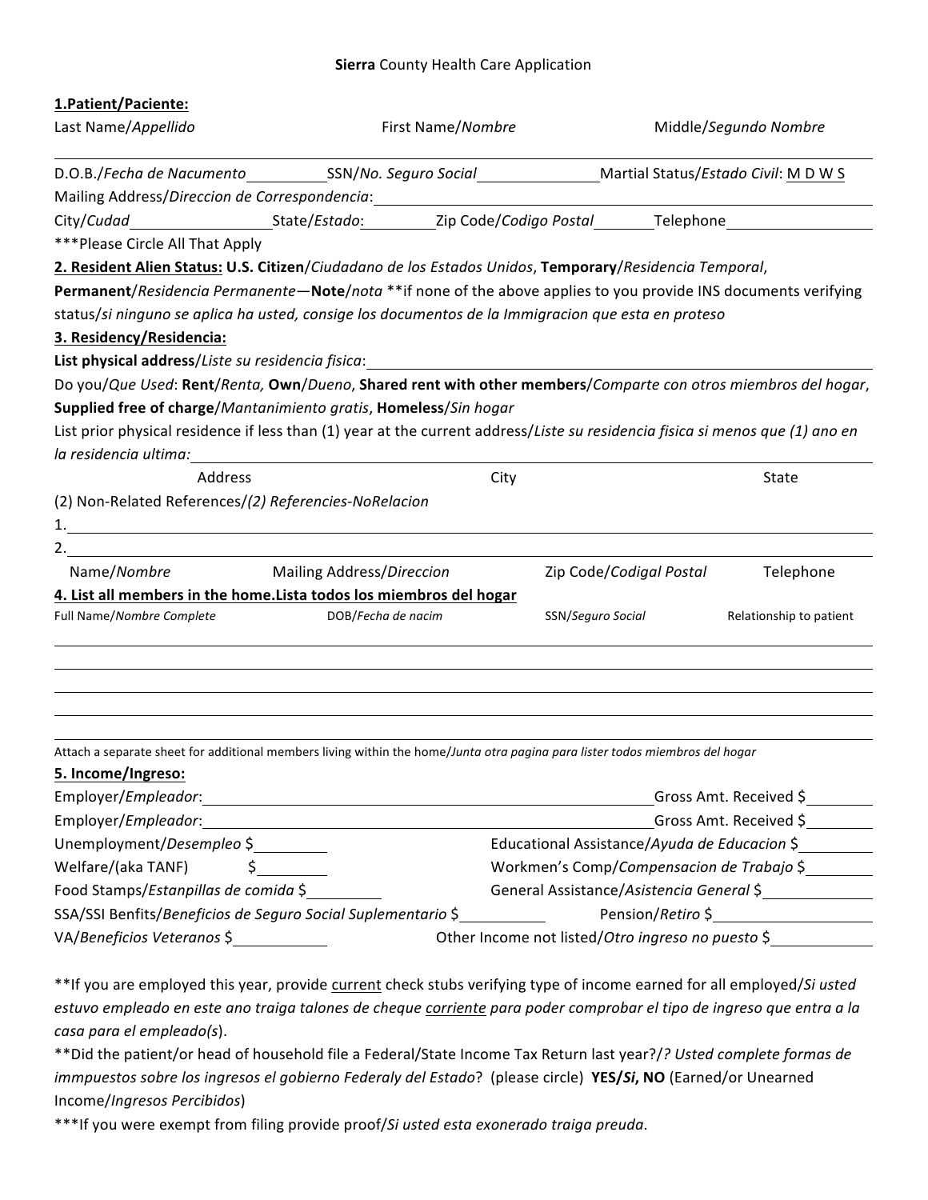**Sierra** County Health Care Application

**1.Patient/Paciente:**

Last Name/*Appellido* First Name/*Nombre* Middle/*Segundo Nombre*

D.O.B./*Fecha de Nacumento* ______ SSN/*No. Seguro Social* ______ Martial Status/*Estado Civil*: M D W S

Mailing Address/*Direccion de Correspondencia*: ______

City/*Cudad* ______ State/*Estado*: ______ Zip Code/*Codigo Postal* ______ Telephone ______

***Please Circle All That Apply

**2. Resident Alien Status: U.S. Citizen**/*Ciudadano de los Estados Unidos*, **Temporary**/*Residencia Temporal*, **Permanent**/*Residencia Permanente*—**Note**/*nota* **if none of the above applies to you provide INS documents verifying status/*si ninguno se aplica ha usted, consige los documentos de la Immigracion que esta en proteso*

**3. Residency/Residencia:**

**List physical address**/*Liste su residencia fisica*: ______

Do you/*Que Used*: **Rent**/*Renta,* **Own**/*Dueno*, **Shared rent with other members**/*Comparte con otros miembros del hogar*, **Supplied free of charge**/*Mantanimiento gratis*, **Homeless**/*Sin hogar*

List prior physical residence if less than (1) year at the current address/*Liste su residencia fisica si menos que (1) ano en la residencia ultima:* ______

Address City State

(2) Non-Related References/*(2) Referencies-NoRelacion*

1. ______
2. ______

Name/*Nombre* Mailing Address/*Direccion* Zip Code/*Codigal Postal* Telephone

**4. List all members in the home.Lista todos los miembros del hogar**

| Full Name/*Nombre Complete* | DOB/*Fecha de nacim* | SSN/*Seguro Social* | Relationship to patient |
|---|---|---|---|
| | | | |
| | | | |
| | | | |
| | | | |
| | | | |

Attach a separate sheet for additional members living within the home/*Junta otra pagina para lister todos miembros del hogar*

**5. Income/Ingreso:**

Employer/*Empleador*: ______ Gross Amt. Received $______

Employer/*Empleador*: ______ Gross Amt. Received $______

Unemployment/*Desempleo* $______ Educational Assistance/*Ayuda de Educacion* $______

Welfare/(aka TANF) $______ Workmen's Comp/*Compensacion de Trabajo* $______

Food Stamps/*Estanpillas de comida* $______ General Assistance/*Asistencia General* $______

SSA/SSI Benfits/*Beneficios de Seguro Social Suplementario* $______ Pension/*Retiro* $______

VA/*Beneficios Veteranos* $______ Other Income not listed/*Otro ingreso no puesto* $______

**If you are employed this year, provide current check stubs verifying type of income earned for all employed/*Si usted estuvo empleado en este ano traiga talones de cheque corriente para poder comprobar el tipo de ingreso que entra a la casa para el empleado(s)*.

**Did the patient/or head of household file a Federal/State Income Tax Return last year?/*? Usted complete formas de immpuestos sobre los ingresos el gobierno Federaly del Estado*? (please circle) **YES/*Si*, NO** (Earned/or Unearned Income/*Ingresos Percibidos*)

***If you were exempt from filing provide proof/*Si usted esta exonerado traiga preuda*.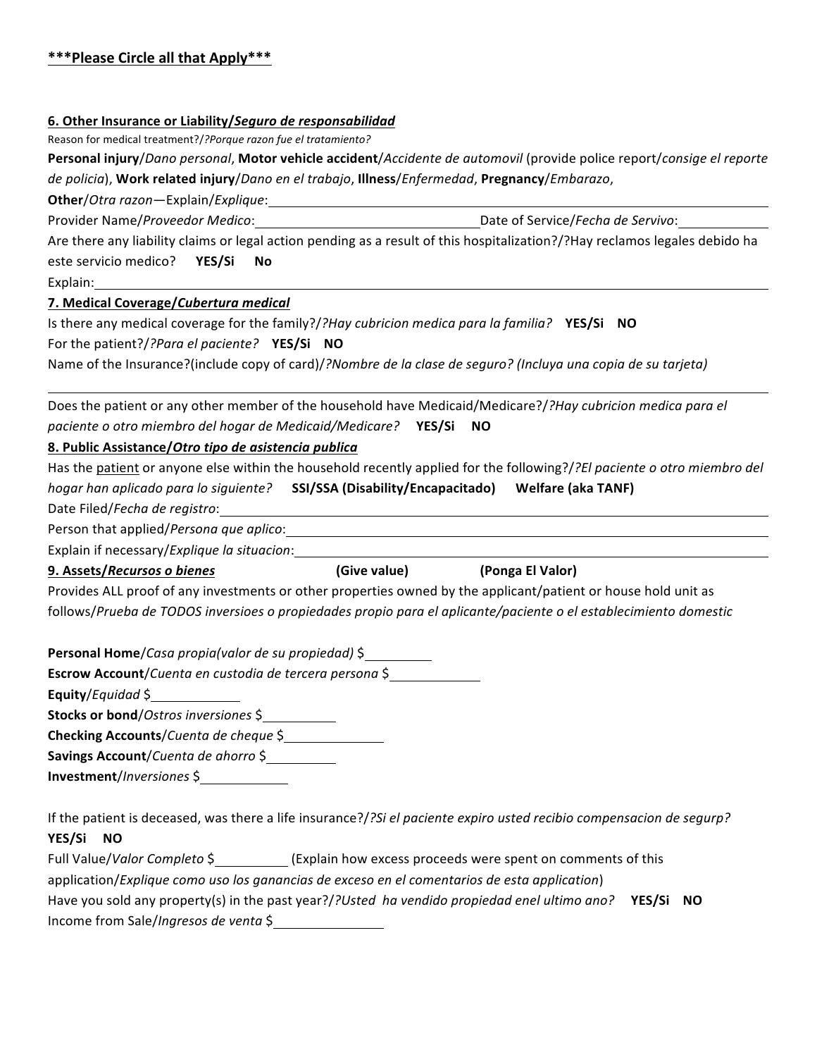**\*\*\*Please Circle all that Apply\*\*\***

**6. Other Insurance or Liability/*Seguro de responsabilidad***

Reason for medical treatment?/*?Porque razon fue el tratamiento?*

**Personal injury**/*Dano personal*, **Motor vehicle accident**/*Accidente de automovil* (provide police report/*consige el reporte de policia*), **Work related injury**/*Dano en el trabajo*, **Illness**/*Enfermedad*, **Pregnancy**/*Embarazo*,

**Other**/*Otra razon*—Explain/*Explique*: ______________________________

Provider Name/*Proveedor Medico*: ______________________________ Date of Service/*Fecha de Servivo*: ____________

Are there any liability claims or legal action pending as a result of this hospitalization?/?Hay reclamos legales debido ha este servicio medico? **YES/Si** **No**

Explain: ______________________________

**7. Medical Coverage/*Cubertura medical***

Is there any medical coverage for the family?/*?Hay cubricion medica para la familia?* **YES/Si** **NO**

For the patient?/*?Para el paciente?* **YES/Si** **NO**

Name of the Insurance?(include copy of card)/*?Nombre de la clase de seguro? (Incluya una copia de su tarjeta)*

______________________________

Does the patient or any other member of the household have Medicaid/Medicare?/*?Hay cubricion medica para el paciente o otro miembro del hogar de Medicaid/Medicare?* **YES/Si** **NO**

**8. Public Assistance/*Otro tipo de asistencia publica***

Has the patient or anyone else within the household recently applied for the following?/*?El paciente o otro miembro del hogar han aplicado para lo siguiente?* **SSI/SSA (Disability/Encapacitado)** **Welfare (aka TANF)**

Date Filed/*Fecha de registro*: ______________________________

Person that applied/*Persona que aplico*: ______________________________

Explain if necessary/*Explique la situacion*: ______________________________

**9. Assets/*Recursos o bienes*** **(Give value)** **(Ponga El Valor)**

Provides ALL proof of any investments or other properties owned by the applicant/patient or house hold unit as follows/*Prueba de TODOS inversioes o propiedades propio para el aplicante/paciente o el establecimiento domestic*

**Personal Home**/*Casa propia(valor de su propiedad)* $__________

**Escrow Account**/*Cuenta en custodia de tercera persona* $__________

**Equity**/*Equidad* $__________

**Stocks or bond**/*Ostros inversiones* $__________

**Checking Accounts**/*Cuenta de cheque* $__________

**Savings Account**/*Cuenta de ahorro* $__________

**Investment**/*Inversiones* $__________

If the patient is deceased, was there a life insurance?/*?Si el paciente expiro usted recibio compensacion de segurp?*
**YES/Si** **NO**

Full Value/*Valor Completo* $__________ (Explain how excess proceeds were spent on comments of this application/*Explique como uso los ganancias de exceso en el comentarios de esta application*)

Have you sold any property(s) in the past year?/*?Usted ha vendido propiedad enel ultimo ano?* **YES/Si** **NO**

Income from Sale/*Ingresos de venta* $__________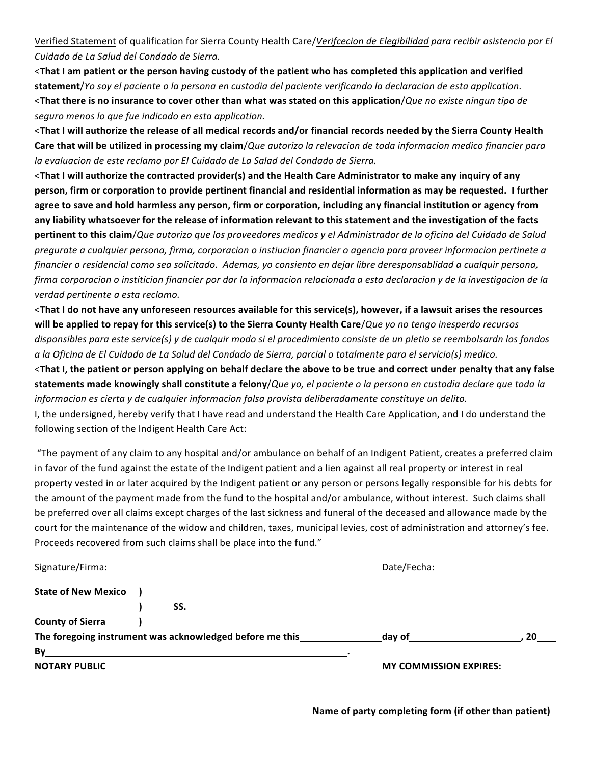<u>Verified Statement</u> of qualification for Sierra County Health Care/*<u>Verifcecion de Elegibilidad</u> para recibir asistencia por El Cuidado de La Salud del Condado de Sierra.*

<**That I am patient or the person having custody of the patient who has completed this application and verified statement**/*Yo soy el paciente o la persona en custodia del paciente verificando la declaracion de esta application*.

<**That there is no insurance to cover other than what was stated on this application**/*Que no existe ningun tipo de seguro menos lo que fue indicado en esta application.*

<**That I will authorize the release of all medical records and/or financial records needed by the Sierra County Health Care that will be utilized in processing my claim**/*Que autorizo la relevacion de toda informacion medico financier para la evaluacion de este reclamo por El Cuidado de La Salad del Condado de Sierra.*

<**That I will authorize the contracted provider(s) and the Health Care Administrator to make any inquiry of any person, firm or corporation to provide pertinent financial and residential information as may be requested. I further agree to save and hold harmless any person, firm or corporation, including any financial institution or agency from any liability whatsoever for the release of information relevant to this statement and the investigation of the facts pertinent to this claim**/*Que autorizo que los proveedores medicos y el Administrador de la oficina del Cuidado de Salud pregurate a cualquier persona, firma, corporacion o instiucion financier o agencia para proveer informacion pertinete a financier o residencial como sea solicitado. Ademas, yo consiento en dejar libre deresponsablidad a cualquir persona, firma corporacion o institicion financier por dar la informacion relacionada a esta declaracion y de la investigacion de la verdad pertinente a esta reclamo.*

<**That I do not have any unforeseen resources available for this service(s), however, if a lawsuit arises the resources will be applied to repay for this service(s) to the Sierra County Health Care**/*Que yo no tengo inesperdo recursos disponsibles para este service(s) y de cualquir modo si el procedimiento consiste de un pletio se reembolsardn los fondos a la Oficina de El Cuidado de La Salud del Condado de Sierra, parcial o totalmente para el servicio(s) medico.*

<**That I, the patient or person applying on behalf declare the above to be true and correct under penalty that any false statements made knowingly shall constitute a felony**/*Que yo, el paciente o la persona en custodia declare que toda la informacion es cierta y de cualquier informacion falsa provista deliberadamente constituye un delito.*

I, the undersigned, hereby verify that I have read and understand the Health Care Application, and I do understand the following section of the Indigent Health Care Act:

"The payment of any claim to any hospital and/or ambulance on behalf of an Indigent Patient, creates a preferred claim in favor of the fund against the estate of the Indigent patient and a lien against all real property or interest in real property vested in or later acquired by the Indigent patient or any person or persons legally responsible for his debts for the amount of the payment made from the fund to the hospital and/or ambulance, without interest. Such claims shall be preferred over all claims except charges of the last sickness and funeral of the deceased and allowance made by the court for the maintenance of the widow and children, taxes, municipal levies, cost of administration and attorney's fee. Proceeds recovered from such claims shall be place into the fund."

Signature/Firma:______________________________________________ Date/Fecha:____________________

**State of New Mexico )**
**) SS.**
**County of Sierra )**

**The foregoing instrument was acknowledged before me this ______________ day of ____________________, 20____**

**By____________________________________________________.**

**NOTARY PUBLIC_______________________________________________ MY COMMISSION EXPIRES:__________**

______________________________________________

**Name of party completing form (if other than patient)**